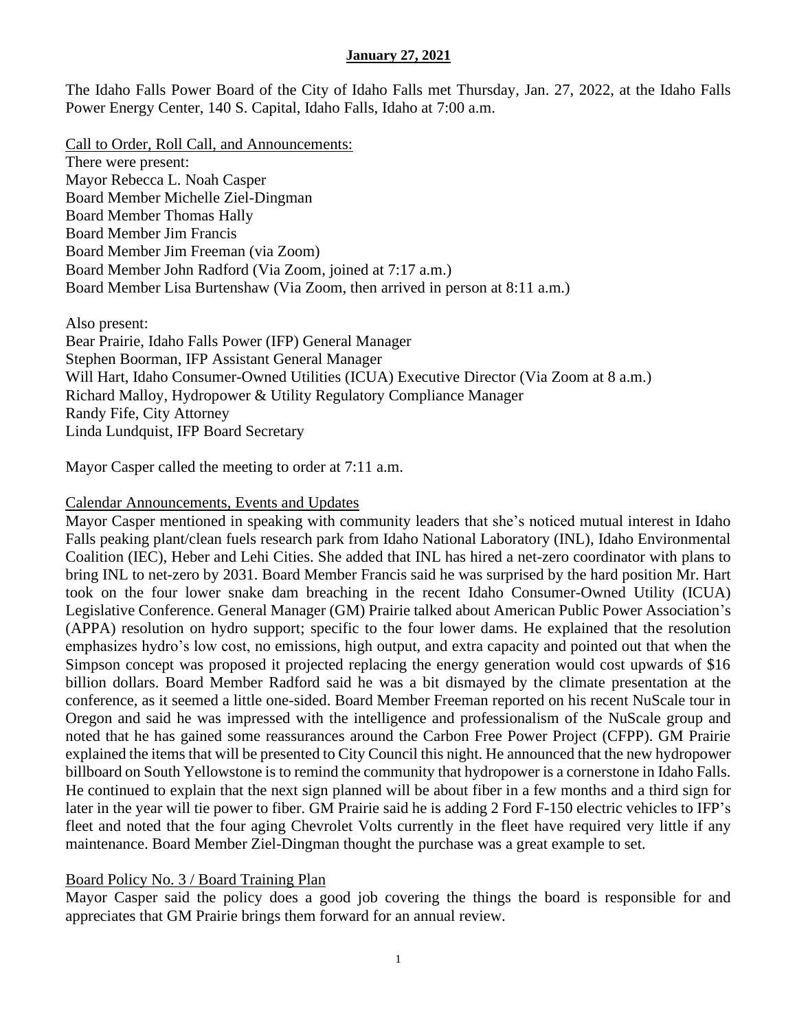**January 27, 2021**

The Idaho Falls Power Board of the City of Idaho Falls met Thursday, Jan. 27, 2022, at the Idaho Falls Power Energy Center, 140 S. Capital, Idaho Falls, Idaho at 7:00 a.m.

Call to Order, Roll Call, and Announcements:

There were present:
Mayor Rebecca L. Noah Casper
Board Member Michelle Ziel-Dingman
Board Member Thomas Hally
Board Member Jim Francis
Board Member Jim Freeman (via Zoom)
Board Member John Radford (Via Zoom, joined at 7:17 a.m.)
Board Member Lisa Burtenshaw (Via Zoom, then arrived in person at 8:11 a.m.)

Also present:
Bear Prairie, Idaho Falls Power (IFP) General Manager
Stephen Boorman, IFP Assistant General Manager
Will Hart, Idaho Consumer-Owned Utilities (ICUA) Executive Director (Via Zoom at 8 a.m.)
Richard Malloy, Hydropower & Utility Regulatory Compliance Manager
Randy Fife, City Attorney
Linda Lundquist, IFP Board Secretary

Mayor Casper called the meeting to order at 7:11 a.m.

Calendar Announcements, Events and Updates

Mayor Casper mentioned in speaking with community leaders that she's noticed mutual interest in Idaho Falls peaking plant/clean fuels research park from Idaho National Laboratory (INL), Idaho Environmental Coalition (IEC), Heber and Lehi Cities. She added that INL has hired a net-zero coordinator with plans to bring INL to net-zero by 2031. Board Member Francis said he was surprised by the hard position Mr. Hart took on the four lower snake dam breaching in the recent Idaho Consumer-Owned Utility (ICUA) Legislative Conference. General Manager (GM) Prairie talked about American Public Power Association's (APPA) resolution on hydro support; specific to the four lower dams. He explained that the resolution emphasizes hydro's low cost, no emissions, high output, and extra capacity and pointed out that when the Simpson concept was proposed it projected replacing the energy generation would cost upwards of $16 billion dollars. Board Member Radford said he was a bit dismayed by the climate presentation at the conference, as it seemed a little one-sided. Board Member Freeman reported on his recent NuScale tour in Oregon and said he was impressed with the intelligence and professionalism of the NuScale group and noted that he has gained some reassurances around the Carbon Free Power Project (CFPP). GM Prairie explained the items that will be presented to City Council this night. He announced that the new hydropower billboard on South Yellowstone is to remind the community that hydropower is a cornerstone in Idaho Falls. He continued to explain that the next sign planned will be about fiber in a few months and a third sign for later in the year will tie power to fiber. GM Prairie said he is adding 2 Ford F-150 electric vehicles to IFP's fleet and noted that the four aging Chevrolet Volts currently in the fleet have required very little if any maintenance. Board Member Ziel-Dingman thought the purchase was a great example to set.

Board Policy No. 3 / Board Training Plan

Mayor Casper said the policy does a good job covering the things the board is responsible for and appreciates that GM Prairie brings them forward for an annual review.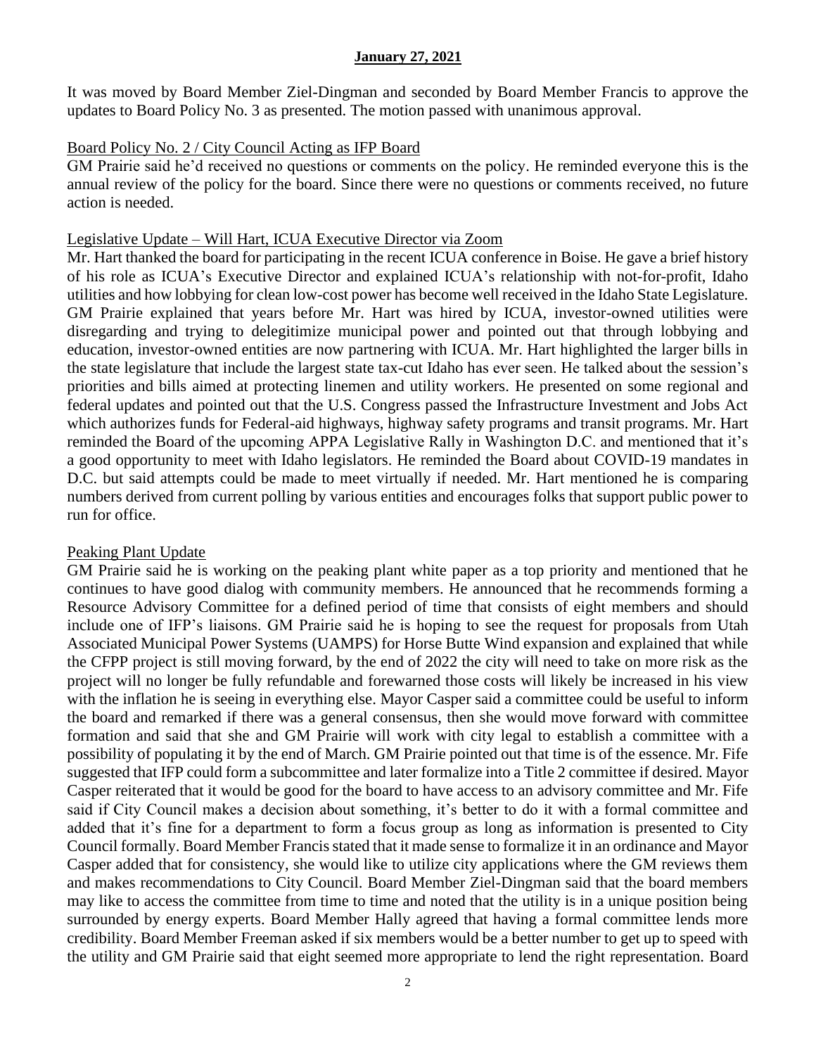**January 27, 2021**

It was moved by Board Member Ziel-Dingman and seconded by Board Member Francis to approve the updates to Board Policy No. 3 as presented. The motion passed with unanimous approval.

Board Policy No. 2 / City Council Acting as IFP Board

GM Prairie said he'd received no questions or comments on the policy. He reminded everyone this is the annual review of the policy for the board. Since there were no questions or comments received, no future action is needed.

Legislative Update – Will Hart, ICUA Executive Director via Zoom

Mr. Hart thanked the board for participating in the recent ICUA conference in Boise. He gave a brief history of his role as ICUA's Executive Director and explained ICUA's relationship with not-for-profit, Idaho utilities and how lobbying for clean low-cost power has become well received in the Idaho State Legislature. GM Prairie explained that years before Mr. Hart was hired by ICUA, investor-owned utilities were disregarding and trying to delegitimize municipal power and pointed out that through lobbying and education, investor-owned entities are now partnering with ICUA. Mr. Hart highlighted the larger bills in the state legislature that include the largest state tax-cut Idaho has ever seen. He talked about the session's priorities and bills aimed at protecting linemen and utility workers. He presented on some regional and federal updates and pointed out that the U.S. Congress passed the Infrastructure Investment and Jobs Act which authorizes funds for Federal-aid highways, highway safety programs and transit programs. Mr. Hart reminded the Board of the upcoming APPA Legislative Rally in Washington D.C. and mentioned that it's a good opportunity to meet with Idaho legislators. He reminded the Board about COVID-19 mandates in D.C. but said attempts could be made to meet virtually if needed. Mr. Hart mentioned he is comparing numbers derived from current polling by various entities and encourages folks that support public power to run for office.

Peaking Plant Update

GM Prairie said he is working on the peaking plant white paper as a top priority and mentioned that he continues to have good dialog with community members. He announced that he recommends forming a Resource Advisory Committee for a defined period of time that consists of eight members and should include one of IFP's liaisons. GM Prairie said he is hoping to see the request for proposals from Utah Associated Municipal Power Systems (UAMPS) for Horse Butte Wind expansion and explained that while the CFPP project is still moving forward, by the end of 2022 the city will need to take on more risk as the project will no longer be fully refundable and forewarned those costs will likely be increased in his view with the inflation he is seeing in everything else. Mayor Casper said a committee could be useful to inform the board and remarked if there was a general consensus, then she would move forward with committee formation and said that she and GM Prairie will work with city legal to establish a committee with a possibility of populating it by the end of March. GM Prairie pointed out that time is of the essence. Mr. Fife suggested that IFP could form a subcommittee and later formalize into a Title 2 committee if desired. Mayor Casper reiterated that it would be good for the board to have access to an advisory committee and Mr. Fife said if City Council makes a decision about something, it's better to do it with a formal committee and added that it's fine for a department to form a focus group as long as information is presented to City Council formally. Board Member Francis stated that it made sense to formalize it in an ordinance and Mayor Casper added that for consistency, she would like to utilize city applications where the GM reviews them and makes recommendations to City Council. Board Member Ziel-Dingman said that the board members may like to access the committee from time to time and noted that the utility is in a unique position being surrounded by energy experts. Board Member Hally agreed that having a formal committee lends more credibility. Board Member Freeman asked if six members would be a better number to get up to speed with the utility and GM Prairie said that eight seemed more appropriate to lend the right representation. Board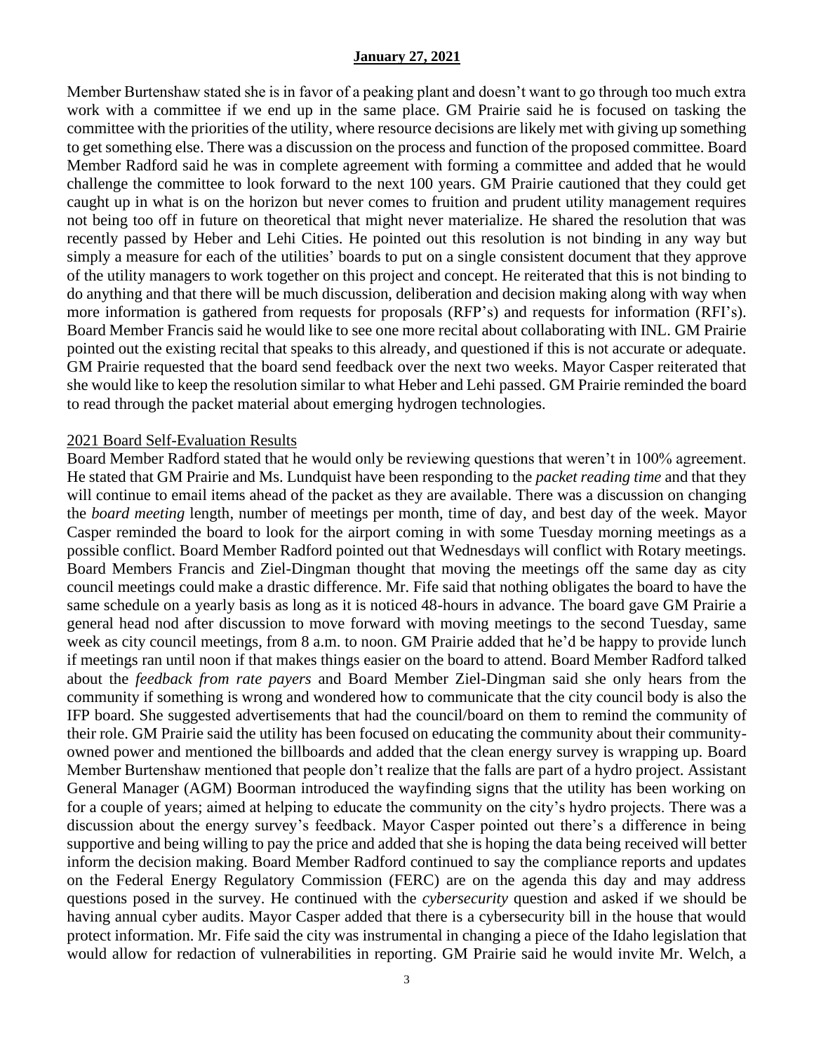Member Burtenshaw stated she is in favor of a peaking plant and doesn't want to go through too much extra work with a committee if we end up in the same place. GM Prairie said he is focused on tasking the committee with the priorities of the utility, where resource decisions are likely met with giving up something to get something else. There was a discussion on the process and function of the proposed committee. Board Member Radford said he was in complete agreement with forming a committee and added that he would challenge the committee to look forward to the next 100 years. GM Prairie cautioned that they could get caught up in what is on the horizon but never comes to fruition and prudent utility management requires not being too off in future on theoretical that might never materialize. He shared the resolution that was recently passed by Heber and Lehi Cities. He pointed out this resolution is not binding in any way but simply a measure for each of the utilities' boards to put on a single consistent document that they approve of the utility managers to work together on this project and concept. He reiterated that this is not binding to do anything and that there will be much discussion, deliberation and decision making along with way when more information is gathered from requests for proposals (RFP's) and requests for information (RFI's). Board Member Francis said he would like to see one more recital about collaborating with INL. GM Prairie pointed out the existing recital that speaks to this already, and questioned if this is not accurate or adequate. GM Prairie requested that the board send feedback over the next two weeks. Mayor Casper reiterated that she would like to keep the resolution similar to what Heber and Lehi passed. GM Prairie reminded the board to read through the packet material about emerging hydrogen technologies.

## 2021 Board Self-Evaluation Results

Board Member Radford stated that he would only be reviewing questions that weren't in 100% agreement. He stated that GM Prairie and Ms. Lundquist have been responding to the *packet reading time* and that they will continue to email items ahead of the packet as they are available. There was a discussion on changing the *board meeting* length, number of meetings per month, time of day, and best day of the week. Mayor Casper reminded the board to look for the airport coming in with some Tuesday morning meetings as a possible conflict. Board Member Radford pointed out that Wednesdays will conflict with Rotary meetings. Board Members Francis and Ziel-Dingman thought that moving the meetings off the same day as city council meetings could make a drastic difference. Mr. Fife said that nothing obligates the board to have the same schedule on a yearly basis as long as it is noticed 48-hours in advance. The board gave GM Prairie a general head nod after discussion to move forward with moving meetings to the second Tuesday, same week as city council meetings, from 8 a.m. to noon. GM Prairie added that he'd be happy to provide lunch if meetings ran until noon if that makes things easier on the board to attend. Board Member Radford talked about the *feedback from rate payers* and Board Member Ziel-Dingman said she only hears from the community if something is wrong and wondered how to communicate that the city council body is also the IFP board. She suggested advertisements that had the council/board on them to remind the community of their role. GM Prairie said the utility has been focused on educating the community about their community-owned power and mentioned the billboards and added that the clean energy survey is wrapping up. Board Member Burtenshaw mentioned that people don't realize that the falls are part of a hydro project. Assistant General Manager (AGM) Boorman introduced the wayfinding signs that the utility has been working on for a couple of years; aimed at helping to educate the community on the city's hydro projects. There was a discussion about the energy survey's feedback. Mayor Casper pointed out there's a difference in being supportive and being willing to pay the price and added that she is hoping the data being received will better inform the decision making. Board Member Radford continued to say the compliance reports and updates on the Federal Energy Regulatory Commission (FERC) are on the agenda this day and may address questions posed in the survey. He continued with the *cybersecurity* question and asked if we should be having annual cyber audits. Mayor Casper added that there is a cybersecurity bill in the house that would protect information. Mr. Fife said the city was instrumental in changing a piece of the Idaho legislation that would allow for redaction of vulnerabilities in reporting. GM Prairie said he would invite Mr. Welch, a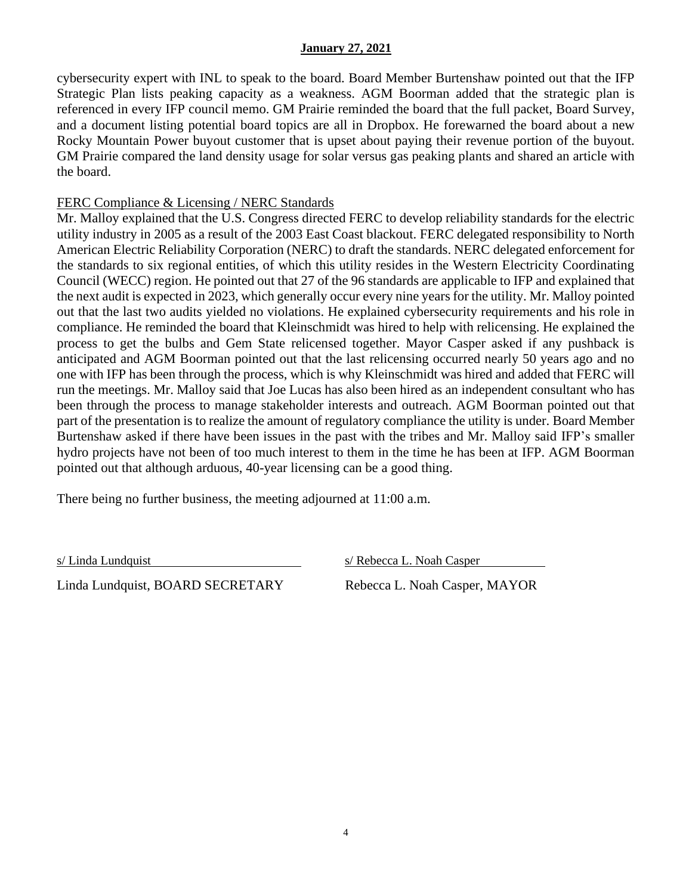cybersecurity expert with INL to speak to the board. Board Member Burtenshaw pointed out that the IFP Strategic Plan lists peaking capacity as a weakness. AGM Boorman added that the strategic plan is referenced in every IFP council memo. GM Prairie reminded the board that the full packet, Board Survey, and a document listing potential board topics are all in Dropbox. He forewarned the board about a new Rocky Mountain Power buyout customer that is upset about paying their revenue portion of the buyout. GM Prairie compared the land density usage for solar versus gas peaking plants and shared an article with the board.

FERC Compliance & Licensing / NERC Standards

Mr. Malloy explained that the U.S. Congress directed FERC to develop reliability standards for the electric utility industry in 2005 as a result of the 2003 East Coast blackout. FERC delegated responsibility to North American Electric Reliability Corporation (NERC) to draft the standards. NERC delegated enforcement for the standards to six regional entities, of which this utility resides in the Western Electricity Coordinating Council (WECC) region. He pointed out that 27 of the 96 standards are applicable to IFP and explained that the next audit is expected in 2023, which generally occur every nine years for the utility. Mr. Malloy pointed out that the last two audits yielded no violations. He explained cybersecurity requirements and his role in compliance. He reminded the board that Kleinschmidt was hired to help with relicensing. He explained the process to get the bulbs and Gem State relicensed together. Mayor Casper asked if any pushback is anticipated and AGM Boorman pointed out that the last relicensing occurred nearly 50 years ago and no one with IFP has been through the process, which is why Kleinschmidt was hired and added that FERC will run the meetings. Mr. Malloy said that Joe Lucas has also been hired as an independent consultant who has been through the process to manage stakeholder interests and outreach. AGM Boorman pointed out that part of the presentation is to realize the amount of regulatory compliance the utility is under. Board Member Burtenshaw asked if there have been issues in the past with the tribes and Mr. Malloy said IFP's smaller hydro projects have not been of too much interest to them in the time he has been at IFP. AGM Boorman pointed out that although arduous, 40-year licensing can be a good thing.

There being no further business, the meeting adjourned at 11:00 a.m.

s/ Linda Lundquist

Linda Lundquist, BOARD SECRETARY

s/ Rebecca L. Noah Casper

Rebecca L. Noah Casper, MAYOR